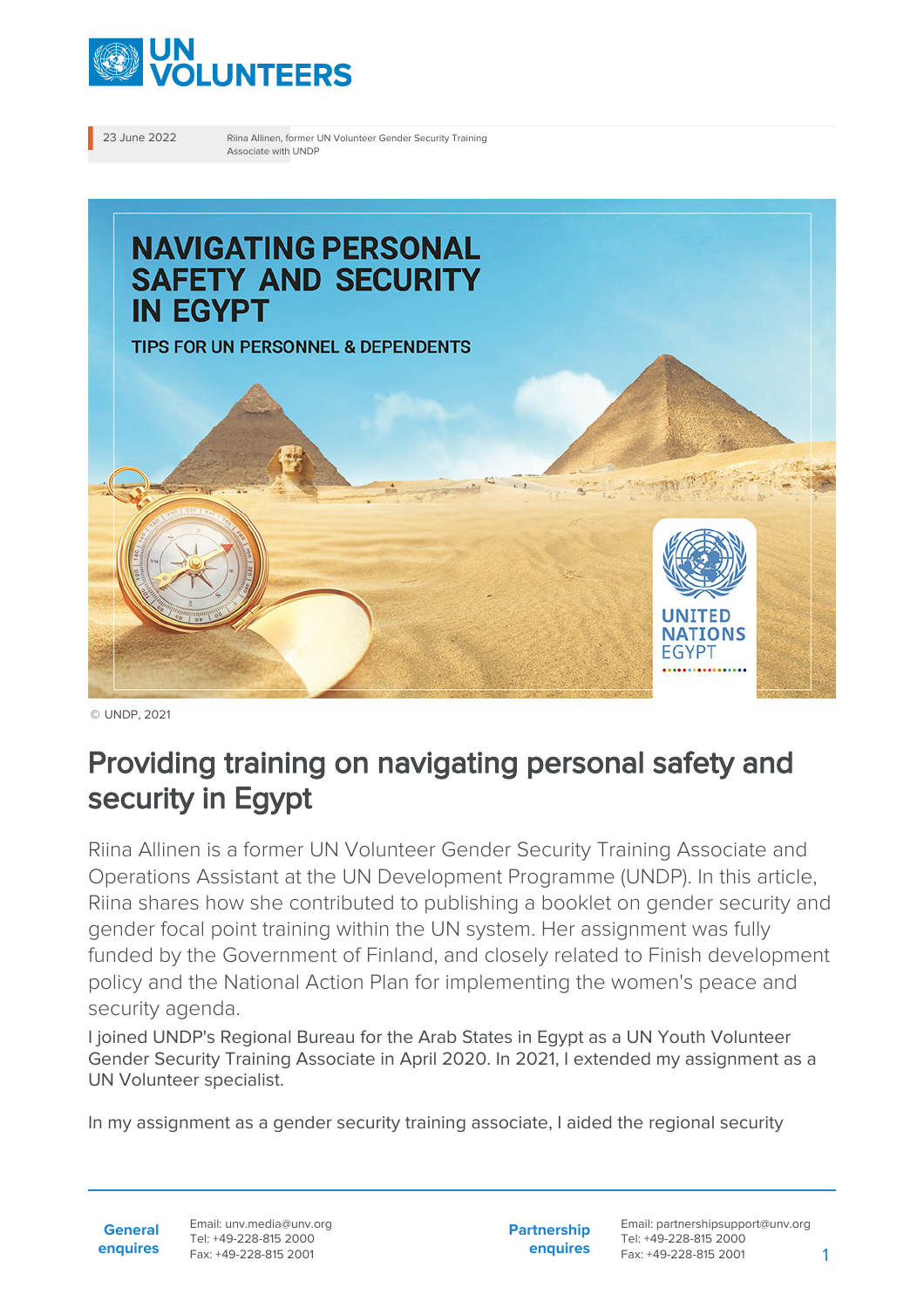23 June 2022 | Riina Allinen, former UN Volunteer Gender Security Training Associate with UNDP

© UNDP, 2021

# Providing training on navigating personal safety and security in Egypt

Riina Allinen is a former UN Volunteer Gender Security Training Associate and Operations Assistant at the UN Development Programme (UNDP). In this article, Riina shares how she contributed to publishing a booklet on gender security and gender focal point training within the UN system. Her assignment was fully funded by the Government of Finland, and closely related to Finish development policy and the National Action Plan for implementing the women's peace and security agenda.

I joined UNDP's Regional Bureau for the Arab States in Egypt as a UN Youth Volunteer Gender Security Training Associate in April 2020. In 2021, I extended my assignment as a UN Volunteer specialist.

In my assignment as a gender security training associate, I aided the regional security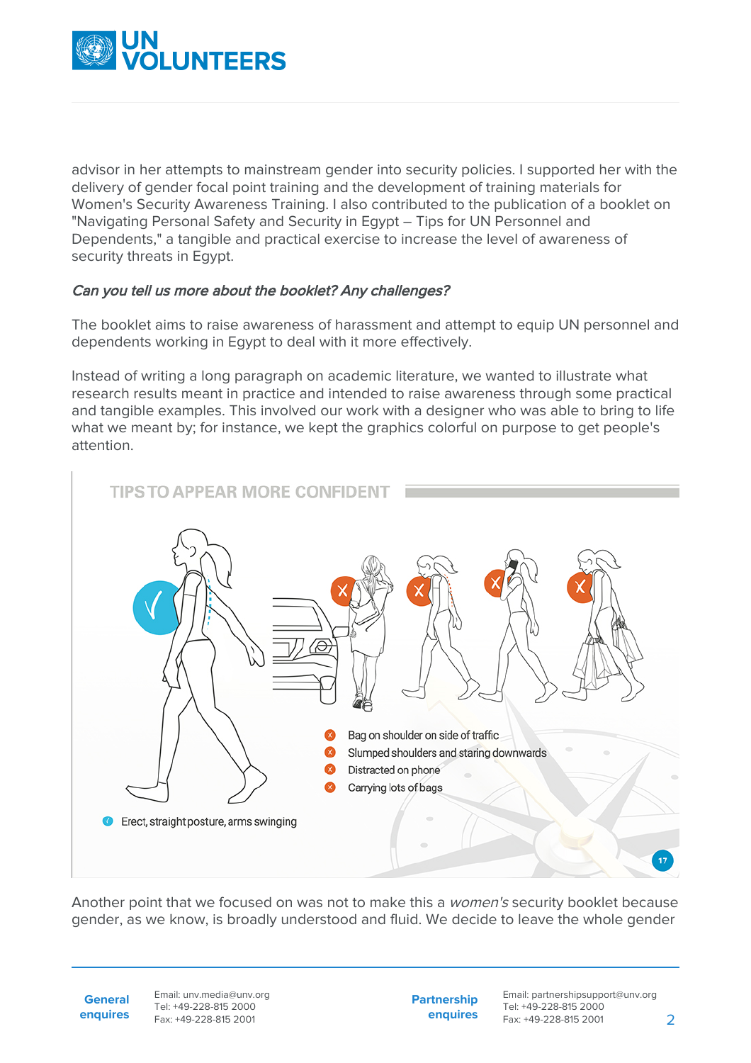advisor in her attempts to mainstream gender into security policies. I supported her with the delivery of gender focal point training and the development of training materials for Women's Security Awareness Training. I also contributed to the publication of a booklet on "Navigating Personal Safety and Security in Egypt – Tips for UN Personnel and Dependents," a tangible and practical exercise to increase the level of awareness of security threats in Egypt.

*Can you tell us more about the booklet? Any challenges?*

The booklet aims to raise awareness of harassment and attempt to equip UN personnel and dependents working in Egypt to deal with it more effectively.

Instead of writing a long paragraph on academic literature, we wanted to illustrate what research results meant in practice and intended to raise awareness through some practical and tangible examples. This involved our work with a designer who was able to bring to life what we meant by; for instance, we kept the graphics colorful on purpose to get people's attention.

TIPS TO APPEAR MORE CONFIDENT

- ✓ Erect, straight posture, arms swinging
- ✗ Bag on shoulder on side of traffic
- ✗ Slumped shoulders and staring downwards
- ✗ Distracted on phone
- ✗ Carrying lots of bags

Another point that we focused on was not to make this a *women's* security booklet because gender, as we know, is broadly understood and fluid. We decide to leave the whole gender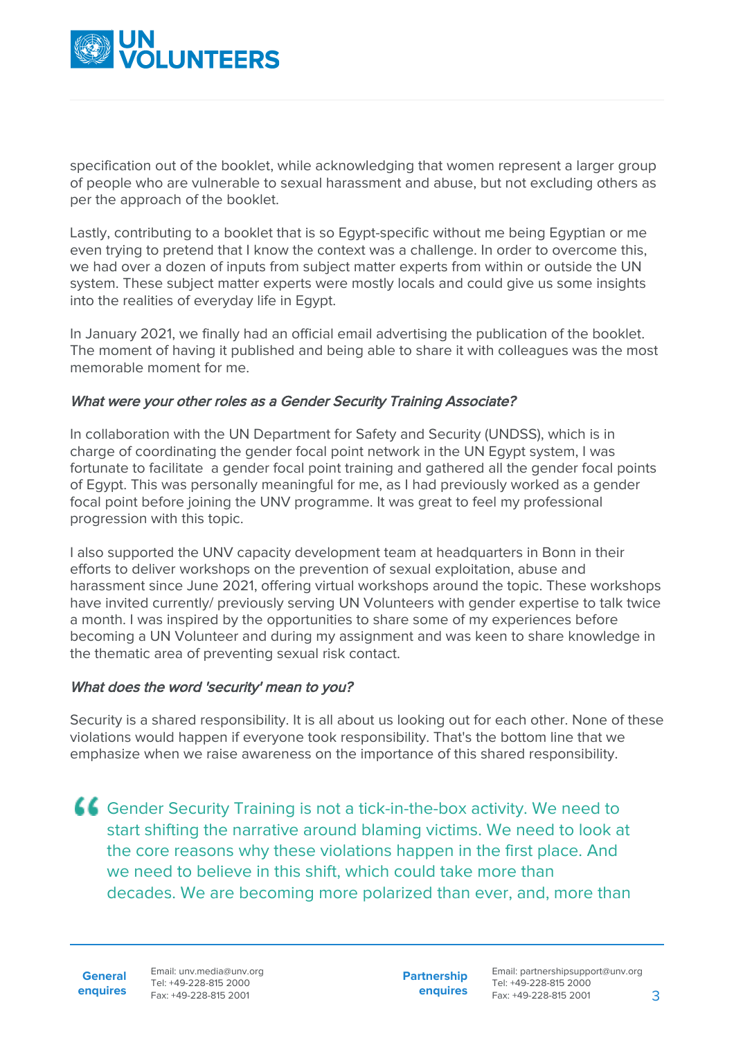specification out of the booklet, while acknowledging that women represent a larger group of people who are vulnerable to sexual harassment and abuse, but not excluding others as per the approach of the booklet.

Lastly, contributing to a booklet that is so Egypt-specific without me being Egyptian or me even trying to pretend that I know the context was a challenge. In order to overcome this, we had over a dozen of inputs from subject matter experts from within or outside the UN system. These subject matter experts were mostly locals and could give us some insights into the realities of everyday life in Egypt.

In January 2021, we finally had an official email advertising the publication of the booklet. The moment of having it published and being able to share it with colleagues was the most memorable moment for me.

### *What were your other roles as a Gender Security Training Associate?*

In collaboration with the UN Department for Safety and Security (UNDSS), which is in charge of coordinating the gender focal point network in the UN Egypt system, I was fortunate to facilitate a gender focal point training and gathered all the gender focal points of Egypt. This was personally meaningful for me, as I had previously worked as a gender focal point before joining the UNV programme. It was great to feel my professional progression with this topic.

I also supported the UNV capacity development team at headquarters in Bonn in their efforts to deliver workshops on the prevention of sexual exploitation, abuse and harassment since June 2021, offering virtual workshops around the topic. These workshops have invited currently/ previously serving UN Volunteers with gender expertise to talk twice a month. I was inspired by the opportunities to share some of my experiences before becoming a UN Volunteer and during my assignment and was keen to share knowledge in the thematic area of preventing sexual risk contact.

### *What does the word 'security' mean to you?*

Security is a shared responsibility. It is all about us looking out for each other. None of these violations would happen if everyone took responsibility. That's the bottom line that we emphasize when we raise awareness on the importance of this shared responsibility.

> “Gender Security Training is not a tick-in-the-box activity. We need to start shifting the narrative around blaming victims. We need to look at the core reasons why these violations happen in the first place. And we need to believe in this shift, which could take more than decades. We are becoming more polarized than ever, and, more than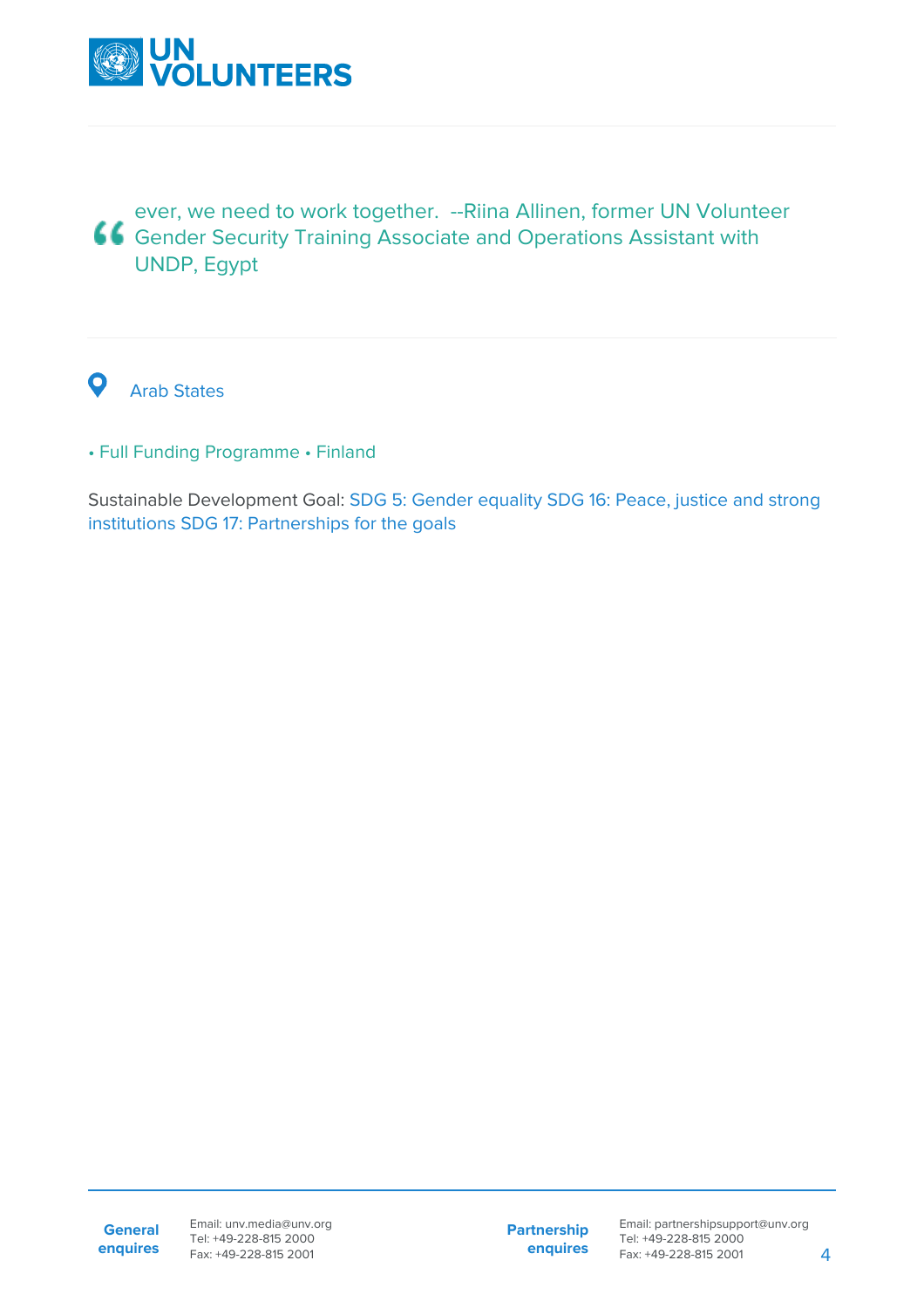> ever, we need to work together. --Riina Allinen, former UN Volunteer Gender Security Training Associate and Operations Assistant with UNDP, Egypt

Arab States

• Full Funding Programme • Finland

Sustainable Development Goal: SDG 5: Gender equality SDG 16: Peace, justice and strong institutions SDG 17: Partnerships for the goals